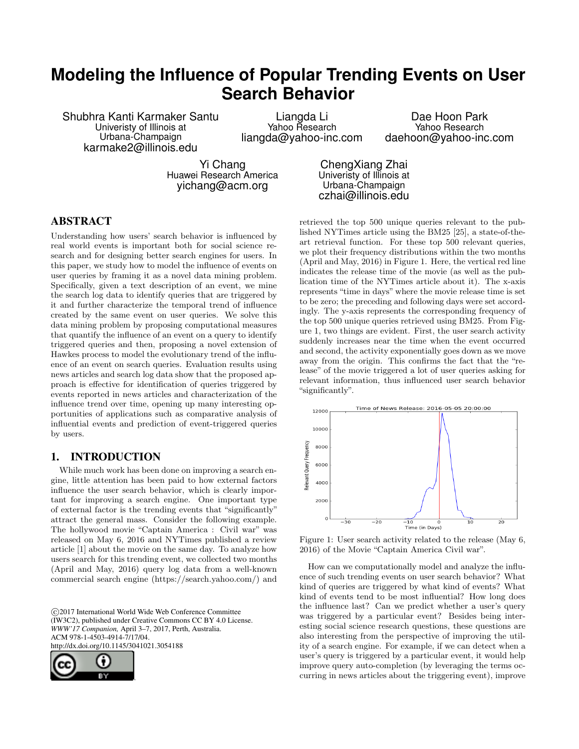# Modeling the Influence of Popular Trending Events on User Search Behavior

Shubhra Kanti Karmaker Santu
Univeristy of Illinois at Urbana-Champaign
karmake2@illinois.edu

Liangda Li
Yahoo Research
liangda@yahoo-inc.com

Dae Hoon Park
Yahoo Research
daehoon@yahoo-inc.com

Yi Chang
Huawei Research America
yichang@acm.org

ChengXiang Zhai
Univeristy of Illinois at Urbana-Champaign
czhai@illinois.edu

## ABSTRACT

Understanding how users' search behavior is influenced by real world events is important both for social science research and for designing better search engines for users. In this paper, we study how to model the influence of events on user queries by framing it as a novel data mining problem. Specifically, given a text description of an event, we mine the search log data to identify queries that are triggered by it and further characterize the temporal trend of influence created by the same event on user queries. We solve this data mining problem by proposing computational measures that quantify the influence of an event on a query to identify triggered queries and then, proposing a novel extension of Hawkes process to model the evolutionary trend of the influence of an event on search queries. Evaluation results using news articles and search log data show that the proposed approach is effective for identification of queries triggered by events reported in news articles and characterization of the influence trend over time, opening up many interesting opportunities of applications such as comparative analysis of influential events and prediction of event-triggered queries by users.

## 1. INTRODUCTION

While much work has been done on improving a search engine, little attention has been paid to how external factors influence the user search behavior, which is clearly important for improving a search engine. One important type of external factor is the trending events that "significantly" attract the general mass. Consider the following example. The hollywood movie "Captain America : Civil war" was released on May 6, 2016 and NYTimes published a review article [1] about the movie on the same day. To analyze how users search for this trending event, we collected two months (April and May, 2016) query log data from a well-known commercial search engine (https://search.yahoo.com/) and retrieved the top 500 unique queries relevant to the published NYTimes article using the BM25 [25], a state-of-the-art retrieval function. For these top 500 relevant queries, we plot their frequency distributions within the two months (April and May, 2016) in Figure 1. Here, the vertical red line indicates the release time of the movie (as well as the publication time of the NYTimes article about it). The x-axis represents "time in days" where the movie release time is set to be zero; the preceding and following days were set accordingly. The y-axis represents the corresponding frequency of the top 500 unique queries retrieved using BM25. From Figure 1, two things are evident. First, the user search activity suddenly increases near the time when the event occurred and second, the activity exponentially goes down as we move away from the origin. This confirms the fact that the "release" of the movie triggered a lot of user queries asking for relevant information, thus influenced user search behavior "significantly".

Figure 1: User search activity related to the release (May 6, 2016) of the Movie "Captain America Civil war".

How can we computationally model and analyze the influence of such trending events on user search behavior? What kind of queries are triggered by what kind of events? What kind of events tend to be most influential? How long does the influence last? Can we predict whether a user's query was triggered by a particular event? Besides being interesting social science research questions, these questions are also interesting from the perspective of improving the utility of a search engine. For example, if we can detect when a user's query is triggered by a particular event, it would help improve query auto-completion (by leveraging the terms occurring in news articles about the triggering event), improve

©2017 International World Wide Web Conference Committee (IW3C2), published under Creative Commons CC BY 4.0 License.
*WWW'17 Companion,* April 3–7, 2017, Perth, Australia.
ACM 978-1-4503-4914-7/17/04.
http://dx.doi.org/10.1145/3041021.3054188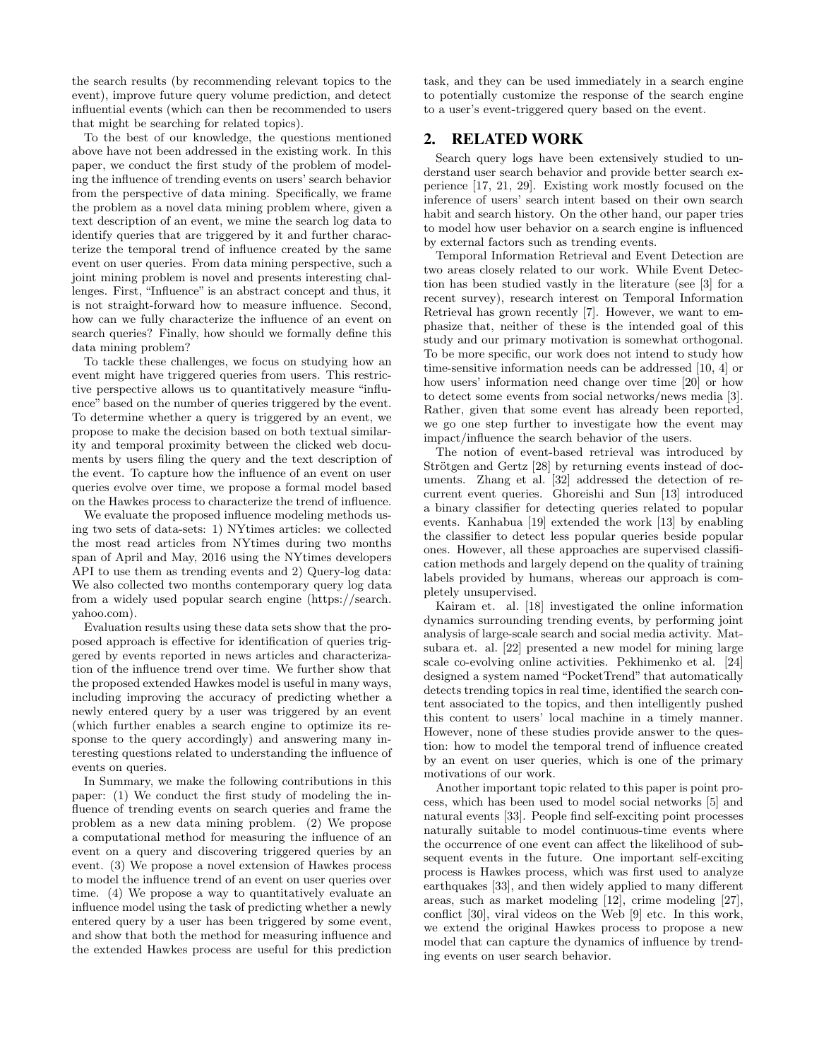the search results (by recommending relevant topics to the event), improve future query volume prediction, and detect influential events (which can then be recommended to users that might be searching for related topics).

To the best of our knowledge, the questions mentioned above have not been addressed in the existing work. In this paper, we conduct the first study of the problem of modeling the influence of trending events on users' search behavior from the perspective of data mining. Specifically, we frame the problem as a novel data mining problem where, given a text description of an event, we mine the search log data to identify queries that are triggered by it and further characterize the temporal trend of influence created by the same event on user queries. From data mining perspective, such a joint mining problem is novel and presents interesting challenges. First, "Influence" is an abstract concept and thus, it is not straight-forward how to measure influence. Second, how can we fully characterize the influence of an event on search queries? Finally, how should we formally define this data mining problem?

To tackle these challenges, we focus on studying how an event might have triggered queries from users. This restrictive perspective allows us to quantitatively measure "influence" based on the number of queries triggered by the event. To determine whether a query is triggered by an event, we propose to make the decision based on both textual similarity and temporal proximity between the clicked web documents by users filing the query and the text description of the event. To capture how the influence of an event on user queries evolve over time, we propose a formal model based on the Hawkes process to characterize the trend of influence.

We evaluate the proposed influence modeling methods using two sets of data-sets: 1) NYtimes articles: we collected the most read articles from NYtimes during two months span of April and May, 2016 using the NYtimes developers API to use them as trending events and 2) Query-log data: We also collected two months contemporary query log data from a widely used popular search engine (https://search.yahoo.com).

Evaluation results using these data sets show that the proposed approach is effective for identification of queries triggered by events reported in news articles and characterization of the influence trend over time. We further show that the proposed extended Hawkes model is useful in many ways, including improving the accuracy of predicting whether a newly entered query by a user was triggered by an event (which further enables a search engine to optimize its response to the query accordingly) and answering many interesting questions related to understanding the influence of events on queries.

In Summary, we make the following contributions in this paper: (1) We conduct the first study of modeling the influence of trending events on search queries and frame the problem as a new data mining problem. (2) We propose a computational method for measuring the influence of an event on a query and discovering triggered queries by an event. (3) We propose a novel extension of Hawkes process to model the influence trend of an event on user queries over time. (4) We propose a way to quantitatively evaluate an influence model using the task of predicting whether a newly entered query by a user has been triggered by some event, and show that both the method for measuring influence and the extended Hawkes process are useful for this prediction task, and they can be used immediately in a search engine to potentially customize the response of the search engine to a user's event-triggered query based on the event.

## 2. RELATED WORK

Search query logs have been extensively studied to understand user search behavior and provide better search experience [17, 21, 29]. Existing work mostly focused on the inference of users' search intent based on their own search habit and search history. On the other hand, our paper tries to model how user behavior on a search engine is influenced by external factors such as trending events.

Temporal Information Retrieval and Event Detection are two areas closely related to our work. While Event Detection has been studied vastly in the literature (see [3] for a recent survey), research interest on Temporal Information Retrieval has grown recently [7]. However, we want to emphasize that, neither of these is the intended goal of this study and our primary motivation is somewhat orthogonal. To be more specific, our work does not intend to study how time-sensitive information needs can be addressed [10, 4] or how users' information need change over time [20] or how to detect some events from social networks/news media [3]. Rather, given that some event has already been reported, we go one step further to investigate how the event may impact/influence the search behavior of the users.

The notion of event-based retrieval was introduced by Strötgen and Gertz [28] by returning events instead of documents. Zhang et al. [32] addressed the detection of recurrent event queries. Ghoreishi and Sun [13] introduced a binary classifier for detecting queries related to popular events. Kanhabua [19] extended the work [13] by enabling the classifier to detect less popular queries beside popular ones. However, all these approaches are supervised classification methods and largely depend on the quality of training labels provided by humans, whereas our approach is completely unsupervised.

Kairam et. al. [18] investigated the online information dynamics surrounding trending events, by performing joint analysis of large-scale search and social media activity. Matsubara et. al. [22] presented a new model for mining large scale co-evolving online activities. Pekhimenko et al. [24] designed a system named "PocketTrend" that automatically detects trending topics in real time, identified the search content associated to the topics, and then intelligently pushed this content to users' local machine in a timely manner. However, none of these studies provide answer to the question: how to model the temporal trend of influence created by an event on user queries, which is one of the primary motivations of our work.

Another important topic related to this paper is point process, which has been used to model social networks [5] and natural events [33]. People find self-exciting point processes naturally suitable to model continuous-time events where the occurrence of one event can affect the likelihood of subsequent events in the future. One important self-exciting process is Hawkes process, which was first used to analyze earthquakes [33], and then widely applied to many different areas, such as market modeling [12], crime modeling [27], conflict [30], viral videos on the Web [9] etc. In this work, we extend the original Hawkes process to propose a new model that can capture the dynamics of influence by trending events on user search behavior.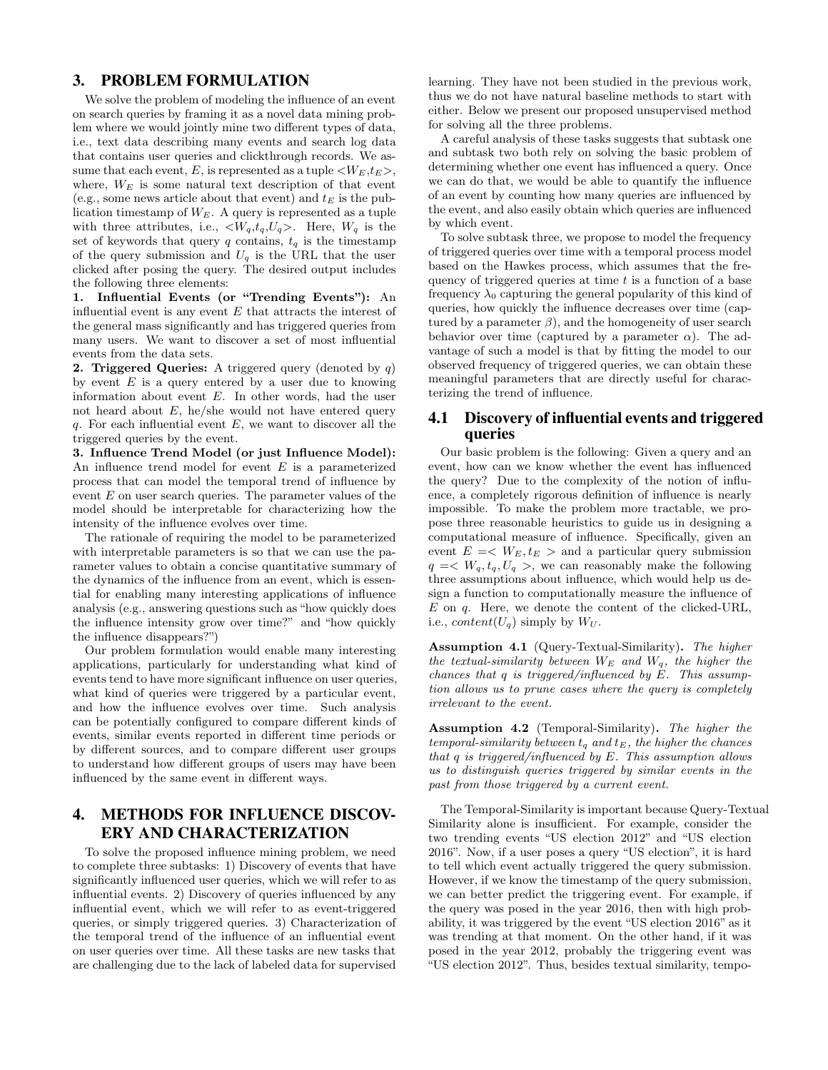## 3. PROBLEM FORMULATION

We solve the problem of modeling the influence of an event on search queries by framing it as a novel data mining problem where we would jointly mine two different types of data, i.e., text data describing many events and search log data that contains user queries and clickthrough records. We assume that each event, $E$, is represented as a tuple $<W_E, t_E>$, where, $W_E$ is some natural text description of that event (e.g., some news article about that event) and $t_E$ is the publication timestamp of $W_E$. A query is represented as a tuple with three attributes, i.e., $<W_q, t_q, U_q>$. Here, $W_q$ is the set of keywords that query $q$ contains, $t_q$ is the timestamp of the query submission and $U_q$ is the URL that the user clicked after posing the query. The desired output includes the following three elements:

**1. Influential Events (or "Trending Events"):** An influential event is any event $E$ that attracts the interest of the general mass significantly and has triggered queries from many users. We want to discover a set of most influential events from the data sets.

**2. Triggered Queries:** A triggered query (denoted by $q$) by event $E$ is a query entered by a user due to knowing information about event $E$. In other words, had the user not heard about $E$, he/she would not have entered query $q$. For each influential event $E$, we want to discover all the triggered queries by the event.

**3. Influence Trend Model (or just Influence Model):** An influence trend model for event $E$ is a parameterized process that can model the temporal trend of influence by event $E$ on user search queries. The parameter values of the model should be interpretable for characterizing how the intensity of the influence evolves over time.

The rationale of requiring the model to be parameterized with interpretable parameters is so that we can use the parameter values to obtain a concise quantitative summary of the dynamics of the influence from an event, which is essential for enabling many interesting applications of influence analysis (e.g., answering questions such as "how quickly does the influence intensity grow over time?" and "how quickly the influence disappears?")

Our problem formulation would enable many interesting applications, particularly for understanding what kind of events tend to have more significant influence on user queries, what kind of queries were triggered by a particular event, and how the influence evolves over time. Such analysis can be potentially configured to compare different kinds of events, similar events reported in different time periods or by different sources, and to compare different user groups to understand how different groups of users may have been influenced by the same event in different ways.

## 4. METHODS FOR INFLUENCE DISCOVERY AND CHARACTERIZATION

To solve the proposed influence mining problem, we need to complete three subtasks: 1) Discovery of events that have significantly influenced user queries, which we will refer to as influential events. 2) Discovery of queries influenced by any influential event, which we will refer to as event-triggered queries, or simply triggered queries. 3) Characterization of the temporal trend of the influence of an influential event on user queries over time. All these tasks are new tasks that are challenging due to the lack of labeled data for supervised learning. They have not been studied in the previous work, thus we do not have natural baseline methods to start with either. Below we present our proposed unsupervised method for solving all the three problems.

A careful analysis of these tasks suggests that subtask one and subtask two both rely on solving the basic problem of determining whether one event has influenced a query. Once we can do that, we would be able to quantify the influence of an event by counting how many queries are influenced by the event, and also easily obtain which queries are influenced by which event.

To solve subtask three, we propose to model the frequency of triggered queries over time with a temporal process model based on the Hawkes process, which assumes that the frequency of triggered queries at time $t$ is a function of a base frequency $\lambda_0$ capturing the general popularity of this kind of queries, how quickly the influence decreases over time (captured by a parameter $\beta$), and the homogeneity of user search behavior over time (captured by a parameter $\alpha$). The advantage of such a model is that by fitting the model to our observed frequency of triggered queries, we can obtain these meaningful parameters that are directly useful for characterizing the trend of influence.

### 4.1 Discovery of influential events and triggered queries

Our basic problem is the following: Given a query and an event, how can we know whether the event has influenced the query? Due to the complexity of the notion of influence, a completely rigorous definition of influence is nearly impossible. To make the problem more tractable, we propose three reasonable heuristics to guide us in designing a computational measure of influence. Specifically, given an event $E = < W_E, t_E >$ and a particular query submission $q = < W_q, t_q, U_q >$, we can reasonably make the following three assumptions about influence, which would help us design a function to computationally measure the influence of $E$ on $q$. Here, we denote the content of the clicked-URL, i.e., *content*($U_q$) simply by $W_U$.

**Assumption 4.1** (Query-Textual-Similarity)**.** *The higher the textual-similarity between $W_E$ and $W_q$, the higher the chances that $q$ is triggered/influenced by $E$. This assumption allows us to prune cases where the query is completely irrelevant to the event.*

**Assumption 4.2** (Temporal-Similarity)**.** *The higher the temporal-similarity between $t_q$ and $t_E$, the higher the chances that $q$ is triggered/influenced by $E$. This assumption allows us to distinguish queries triggered by similar events in the past from those triggered by a current event.*

The Temporal-Similarity is important because Query-Textual Similarity alone is insufficient. For example, consider the two trending events "US election 2012" and "US election 2016". Now, if a user poses a query "US election", it is hard to tell which event actually triggered the query submission. However, if we know the timestamp of the query submission, we can better predict the triggering event. For example, if the query was posed in the year 2016, then with high probability, it was triggered by the event "US election 2016" as it was trending at that moment. On the other hand, if it was posed in the year 2012, probably the triggering event was "US election 2012". Thus, besides textual similarity, tempo-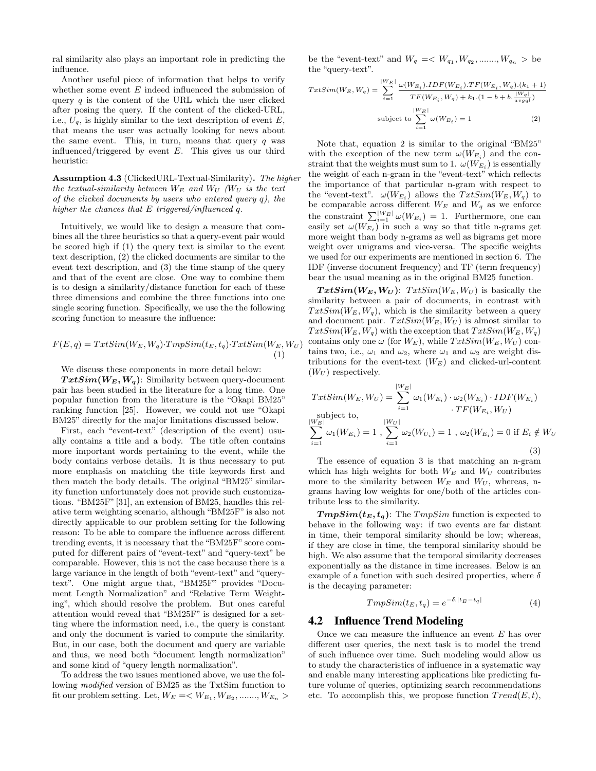ral similarity also plays an important role in predicting the influence.

Another useful piece of information that helps to verify whether some event $E$ indeed influenced the submission of query $q$ is the content of the URL which the user clicked after posing the query. If the content of the clicked-URL, i.e., $U_q$, is highly similar to the text description of event $E$, that means the user was actually looking for news about the same event. This, in turn, means that query $q$ was influenced/triggered by event $E$. This gives us our third heuristic:

**Assumption 4.3** (ClickedURL-Textual-Similarity)**.** *The higher the textual-similarity between $W_E$ and $W_U$ ($W_U$ is the text of the clicked documents by users who entered query $q$), the higher the chances that $E$ triggered/influenced $q$.*

Intuitively, we would like to design a measure that combines all the three heuristics so that a query-event pair would be scored high if (1) the query text is similar to the event text description, (2) the clicked documents are similar to the event text description, and (3) the time stamp of the query and that of the event are close. One way to combine them is to design a similarity/distance function for each of these three dimensions and combine the three functions into one single scoring function. Specifically, we use the the following scoring function to measure the influence:

$$F(E, q) = TxtSim(W_E, W_q) \cdot TmpSim(t_E, t_q) \cdot TxtSim(W_E, W_U) \quad (1)$$

We discuss these components in more detail below:

$\boldsymbol{TxtSim(W_E, W_q)}$: Similarity between query-document pair has been studied in the literature for a long time. One popular function from the literature is the "Okapi BM25" ranking function [25]. However, we could not use "Okapi BM25" directly for the major limitations discussed below.

First, each "event-text" (description of the event) usually contains a title and a body. The title often contains more important words pertaining to the event, while the body contains verbose details. It is thus necessary to put more emphasis on matching the title keywords first and then match the body details. The original "BM25" similarity function unfortunately does not provide such customizations. "BM25F" [31], an extension of BM25, handles this relative term weighting scenario, although "BM25F" is also not directly applicable to our problem setting for the following reason: To be able to compare the influence across different trending events, it is necessary that the "BM25F" score computed for different pairs of "event-text" and "query-text" be comparable. However, this is not the case because there is a large variance in the length of both "event-text" and "query-text". One might argue that, "BM25F" provides "Document Length Normalization" and "Relative Term Weighting", which should resolve the problem. But ones careful attention would reveal that "BM25F" is designed for a setting where the information need, i.e., the query is constant and only the document is varied to compute the similarity. But, in our case, both the document and query are variable and thus, we need both "document length normalization" and some kind of "query length normalization".

To address the two issues mentioned above, we use the following *modified* version of BM25 as the TxtSim function to fit our problem setting. Let, $W_E = < W_{E_1}, W_{E_2}, ......., W_{E_n} >$ be the "event-text" and $W_q = < W_{q_1}, W_{q_2}, ......., W_{q_n} >$ be the "query-text".

$$TxtSim(W_E, W_q) = \sum_{i=1}^{|W_E|} \frac{\omega(W_{E_i}).IDF(W_{E_i}).TF(W_{E_i}, W_q).(k_1 + 1)}{TF(W_{E_i}, W_q) + k_1.(1 - b + b.\frac{|W_q|}{avgql})}$$
$$\text{subject to} \sum_{i=1}^{|W_E|} \omega(W_{E_i}) = 1 \quad (2)$$

Note that, equation 2 is similar to the original "BM25" with the exception of the new term $\omega(W_{E_i})$ and the constraint that the weights must sum to 1. $\omega(W_{E_i})$ is essentially the weight of each n-gram in the "event-text" which reflects the importance of that particular n-gram with respect to the "event-text". $\omega(W_{E_i})$ allows the $TxtSim(W_E, W_q)$ to be comparable across different $W_E$ and $W_q$ as we enforce the constraint $\sum_{i=1}^{|W_E|} \omega(W_{E_i}) = 1$. Furthermore, one can easily set $\omega(W_{E_i})$ in such a way so that title n-grams get more weight than body n-grams as well as bigrams get more weight over unigrams and vice-versa. The specific weights we used for our experiments are mentioned in section 6. The IDF (inverse document frequency) and TF (term frequency) bear the usual meaning as in the original BM25 function.

$\boldsymbol{TxtSim(W_E, W_U)}$: $TxtSim(W_E, W_U)$ is basically the similarity between a pair of documents, in contrast with $TxtSim(W_E, W_q)$, which is the similarity between a query and document pair. $TxtSim(W_E, W_U)$ is almost similar to $TxtSim(W_E, W_q)$ with the exception that $TxtSim(W_E, W_q)$ contains only one $\omega$ (for $W_E$), while $TxtSim(W_E, W_U)$ contains two, i.e., $\omega_1$ and $\omega_2$, where $\omega_1$ and $\omega_2$ are weight distributions for the event-text ($W_E$) and clicked-url-content ($W_U$) respectively.

$$TxtSim(W_E, W_U) = \sum_{i=1}^{|W_E|} \omega_1(W_{E_i}) \cdot \omega_2(W_{E_i}) \cdot IDF(W_{E_i}) \cdot TF(W_{E_i}, W_U)$$
$$\text{subject to,} \sum_{i=1}^{|W_E|} \omega_1(W_{E_i}) = 1 \;,\; \sum_{i=1}^{|W_U|} \omega_2(W_{U_i}) = 1 \;,\; \omega_2(W_{E_i}) = 0 \text{ if } E_i \notin W_U \quad (3)$$

The essence of equation 3 is that matching an n-gram which has high weights for both $W_E$ and $W_U$ contributes more to the similarity between $W_E$ and $W_U$, whereas, n-grams having low weights for one/both of the articles contribute less to the similarity.

$\boldsymbol{TmpSim(t_E, t_q)}$: The $TmpSim$ function is expected to behave in the following way: if two events are far distant in time, their temporal similarity should be low; whereas, if they are close in time, the temporal similarity should be high. We also assume that the temporal similarity decreases exponentially as the distance in time increases. Below is an example of a function with such desired properties, where $\delta$ is the decaying parameter:

$$TmpSim(t_E, t_q) = e^{-\delta.|t_E - t_q|} \quad (4)$$

## 4.2 Influence Trend Modeling

Once we can measure the influence an event $E$ has over different user queries, the next task is to model the trend of such influence over time. Such modeling would allow us to study the characteristics of influence in a systematic way and enable many interesting applications like predicting future volume of queries, optimizing search recommendations etc. To accomplish this, we propose function $Trend(E, t)$,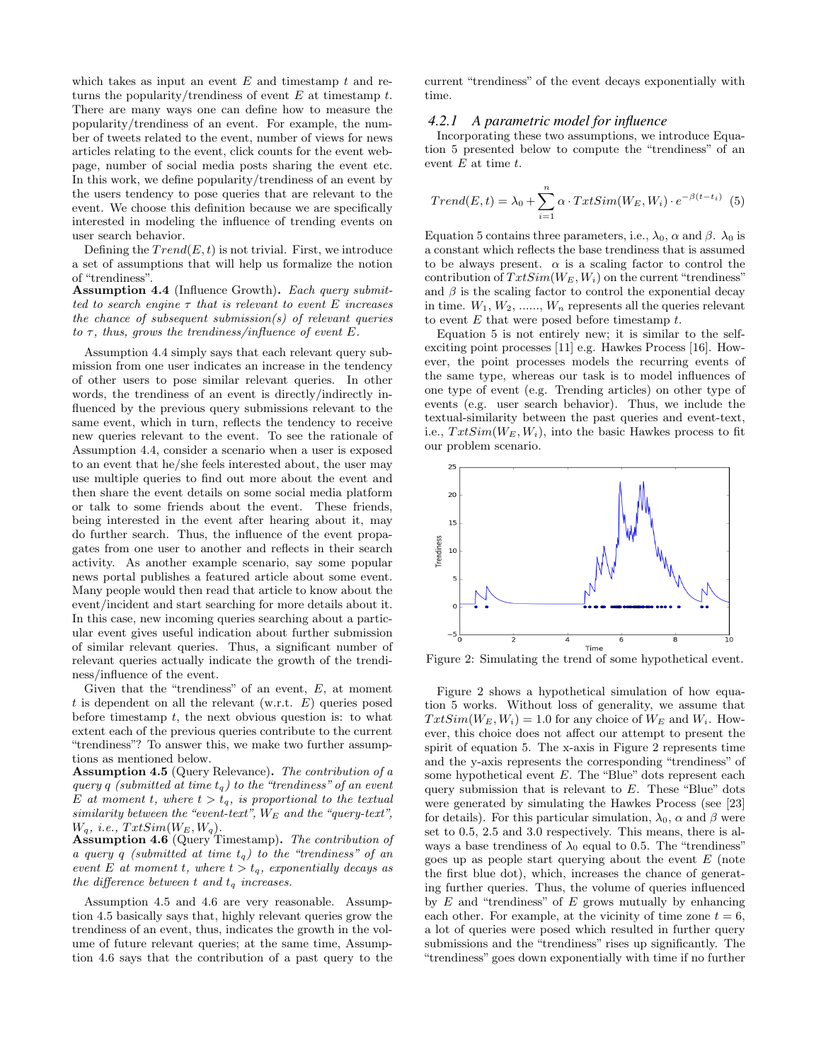which takes as input an event $E$ and timestamp $t$ and returns the popularity/trendiness of event $E$ at timestamp $t$. There are many ways one can define how to measure the popularity/trendiness of an event. For example, the number of tweets related to the event, number of views for news articles relating to the event, click counts for the event webpage, number of social media posts sharing the event etc. In this work, we define popularity/trendiness of an event by the users tendency to pose queries that are relevant to the event. We choose this definition because we are specifically interested in modeling the influence of trending events on user search behavior.

Defining the $Trend(E, t)$ is not trivial. First, we introduce a set of assumptions that will help us formalize the notion of "trendiness".

**Assumption 4.4** (Influence Growth)**.** *Each query submitted to search engine $\tau$ that is relevant to event $E$ increases the chance of subsequent submission(s) of relevant queries to $\tau$, thus, grows the trendiness/influence of event $E$.*

Assumption 4.4 simply says that each relevant query submission from one user indicates an increase in the tendency of other users to pose similar relevant queries. In other words, the trendiness of an event is directly/indirectly influenced by the previous query submissions relevant to the same event, which in turn, reflects the tendency to receive new queries relevant to the event. To see the rationale of Assumption 4.4, consider a scenario when a user is exposed to an event that he/she feels interested about, the user may use multiple queries to find out more about the event and then share the event details on some social media platform or talk to some friends about the event. These friends, being interested in the event after hearing about it, may do further search. Thus, the influence of the event propagates from one user to another and reflects in their search activity. As another example scenario, say some popular news portal publishes a featured article about some event. Many people would then read that article to know about the event/incident and start searching for more details about it. In this case, new incoming queries searching about a particular event gives useful indication about further submission of similar relevant queries. Thus, a significant number of relevant queries actually indicate the growth of the trendiness/influence of the event.

Given that the "trendiness" of an event, $E$, at moment $t$ is dependent on all the relevant (w.r.t. $E$) queries posed before timestamp $t$, the next obvious question is: to what extent each of the previous queries contribute to the current "trendiness"? To answer this, we make two further assumptions as mentioned below.

**Assumption 4.5** (Query Relevance)**.** *The contribution of a query $q$ (submitted at time $t_q$) to the "trendiness" of an event $E$ at moment $t$, where $t > t_q$, is proportional to the textual similarity between the "event-text", $W_E$ and the "query-text", $W_q$, i.e., $TxtSim(W_E, W_q)$.*

**Assumption 4.6** (Query Timestamp)**.** *The contribution of a query $q$ (submitted at time $t_q$) to the "trendiness" of an event $E$ at moment $t$, where $t > t_q$, exponentially decays as the difference between $t$ and $t_q$ increases.*

Assumption 4.5 and 4.6 are very reasonable. Assumption 4.5 basically says that, highly relevant queries grow the trendiness of an event, thus, indicates the growth in the volume of future relevant queries; at the same time, Assumption 4.6 says that the contribution of a past query to the current "trendiness" of the event decays exponentially with time.

### 4.2.1 A parametric model for influence

Incorporating these two assumptions, we introduce Equation 5 presented below to compute the "trendiness" of an event $E$ at time $t$.

$$Trend(E, t) = \lambda_0 + \sum_{i=1}^{n} \alpha \cdot TxtSim(W_E, W_i) \cdot e^{-\beta(t-t_i)} \quad (5)$$

Equation 5 contains three parameters, i.e., $\lambda_0$, $\alpha$ and $\beta$. $\lambda_0$ is a constant which reflects the base trendiness that is assumed to be always present. $\alpha$ is a scaling factor to control the contribution of $TxtSim(W_E, W_i)$ on the current "trendiness" and $\beta$ is the scaling factor to control the exponential decay in time. $W_1, W_2, ......, W_n$ represents all the queries relevant to event $E$ that were posed before timestamp $t$.

Equation 5 is not entirely new; it is similar to the self-exciting point processes [11] e.g. Hawkes Process [16]. However, the point processes models the recurring events of the same type, whereas our task is to model influences of one type of event (e.g. Trending articles) on other type of events (e.g. user search behavior). Thus, we include the textual-similarity between the past queries and event-text, i.e., $TxtSim(W_E, W_i)$, into the basic Hawkes process to fit our problem scenario.

Figure 2: Simulating the trend of some hypothetical event.

Figure 2 shows a hypothetical simulation of how equation 5 works. Without loss of generality, we assume that $TxtSim(W_E, W_i) = 1.0$ for any choice of $W_E$ and $W_i$. However, this choice does not affect our attempt to present the spirit of equation 5. The x-axis in Figure 2 represents time and the y-axis represents the corresponding "trendiness" of some hypothetical event $E$. The "Blue" dots represent each query submission that is relevant to $E$. These "Blue" dots were generated by simulating the Hawkes Process (see [23] for details). For this particular simulation, $\lambda_0$, $\alpha$ and $\beta$ were set to 0.5, 2.5 and 3.0 respectively. This means, there is always a base trendiness of $\lambda_0$ equal to 0.5. The "trendiness" goes up as people start querying about the event $E$ (note the first blue dot), which, increases the chance of generating further queries. Thus, the volume of queries influenced by $E$ and "trendiness" of $E$ grows mutually by enhancing each other. For example, at the vicinity of time zone $t = 6$, a lot of queries were posed which resulted in further query submissions and the "trendiness" rises up significantly. The "trendiness" goes down exponentially with time if no further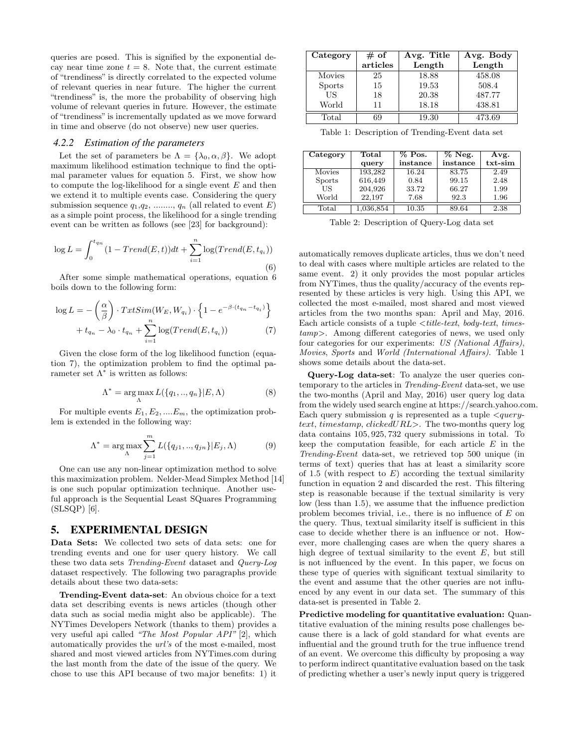queries are posed. This is signified by the exponential decay near time zone $t = 8$. Note that, the current estimate of "trendiness" is directly correlated to the expected volume of relevant queries in near future. The higher the current "trendiness" is, the more the probability of observing high volume of relevant queries in future. However, the estimate of "trendiness" is incrementally updated as we move forward in time and observe (do not observe) new user queries.

### *4.2.2 Estimation of the parameters*

Let the set of parameters be $\Lambda = \{\lambda_0, \alpha, \beta\}$. We adopt maximum likelihood estimation technique to find the optimal parameter values for equation 5. First, we show how to compute the log-likelihood for a single event $E$ and then we extend it to multiple events case. Considering the query submission sequence $q_1, q_2, \ldots\ldots, q_n$ (all related to event $E$) as a simple point process, the likelihood for a single trending event can be written as follows (see [23] for background):

$$\log L = \int_0^{t_{q_n}} (1 - Trend(E,t))dt + \sum_{i=1}^{n} \log(Trend(E, t_{q_i})) \tag{6}$$

After some simple mathematical operations, equation 6 boils down to the following form:

$$\log L = -\left(\frac{\alpha}{\beta}\right) \cdot TxtSim(W_E, W_{q_i}) \cdot \left\{1 - e^{-\beta \cdot (t_{q_n} - t_{q_i})}\right\} + t_{q_n} - \lambda_0 \cdot t_{q_n} + \sum_{i=1}^{n} \log(Trend(E, t_{q_i})) \tag{7}$$

Given the close form of the log likelihood function (equation 7), the optimization problem to find the optimal parameter set $\Lambda^*$ is written as follows:

$$\Lambda^* = \arg\max_{\Lambda} L(\{q_1, .., q_n\}|E, \Lambda) \tag{8}$$

For multiple events $E_1, E_2, \ldots E_m$, the optimization problem is extended in the following way:

$$\Lambda^* = \arg\max_{\Lambda} \sum_{j=1}^{m} L(\{q_{j1}, .., q_{jn}\}|E_j, \Lambda) \tag{9}$$

One can use any non-linear optimization method to solve this maximization problem. Nelder-Mead Simplex Method [14] is one such popular optimization technique. Another useful approach is the Sequential Least SQuares Programming (SLSQP) [6].

## 5. EXPERIMENTAL DESIGN

**Data Sets:** We collected two sets of data sets: one for trending events and one for user query history. We call these two data sets *Trending-Event* dataset and *Query-Log* dataset respectively. The following two paragraphs provide details about these two data-sets:

**Trending-Event data-set**: An obvious choice for a text data set describing events is news articles (though other data such as social media might also be applicable). The NYTimes Developers Network (thanks to them) provides a very useful api called *"The Most Popular API"* [2], which automatically provides the *url's* of the most e-mailed, most shared and most viewed articles from NYTimes.com during the last month from the date of the issue of the query. We chose to use this API because of two major benefits: 1) it automatically removes duplicate articles, thus we don't need to deal with cases where multiple articles are related to the same event. 2) it only provides the most popular articles from NYTimes, thus the quality/accuracy of the events represented by these articles is very high. Using this API, we collected the most e-mailed, most shared and most viewed articles from the two months span: April and May, 2016. Each article consists of a tuple *<title-text, body-text, timestamp>*. Among different categories of news, we used only four categories for our experiments: *US (National Affairs)*, *Movies*, *Sports* and *World (International Affairs)*. Table 1 shows some details about the data-set.

| Category | # of articles | Avg. Title Length | Avg. Body Length |
|---|---|---|---|
| Movies | 25 | 18.88 | 458.08 |
| Sports | 15 | 19.53 | 508.4 |
| US | 18 | 20.38 | 487.77 |
| World | 11 | 18.18 | 438.81 |
| Total | 69 | 19.30 | 473.69 |

Table 1: Description of Trending-Event data set

| Category | Total query | % Pos. instance | % Neg. instance | Avg. txt-sim |
|---|---|---|---|---|
| Movies | 193,282 | 16.24 | 83.75 | 2.49 |
| Sports | 616,449 | 0.84 | 99.15 | 2.48 |
| US | 204,926 | 33.72 | 66.27 | 1.99 |
| World | 22,197 | 7.68 | 92.3 | 1.96 |
| Total | 1,036,854 | 10.35 | 89.64 | 2.38 |

Table 2: Description of Query-Log data set

**Query-Log data-set**: To analyze the user queries contemporary to the articles in *Trending-Event* data-set, we use the two-months (April and May, 2016) user query log data from the widely used search engine at https://search.yahoo.com. Each query submission $q$ is represented as a tuple *<query-text, timestamp, clickedURL>*. The two-months query log data contains 105,925,732 query submissions in total. To keep the computation feasible, for each article $E$ in the *Trending-Event* data-set, we retrieved top 500 unique (in terms of text) queries that has at least a similarity score of 1.5 (with respect to $E$) according the textual similarity function in equation 2 and discarded the rest. This filtering step is reasonable because if the textual similarity is very low (less than 1.5), we assume that the influence prediction problem becomes trivial, i.e., there is no influence of $E$ on the query. Thus, textual similarity itself is sufficient in this case to decide whether there is an influence or not. However, more challenging cases are when the query shares a high degree of textual similarity to the event $E$, but still is not influenced by the event. In this paper, we focus on these type of queries with significant textual similarity to the event and assume that the other queries are not influenced by any event in our data set. The summary of this data-set is presented in Table 2.

**Predictive modeling for quantitative evaluation:** Quantitative evaluation of the mining results pose challenges because there is a lack of gold standard for what events are influential and the ground truth for the true influence trend of an event. We overcome this difficulty by proposing a way to perform indirect quantitative evaluation based on the task of predicting whether a user's newly input query is triggered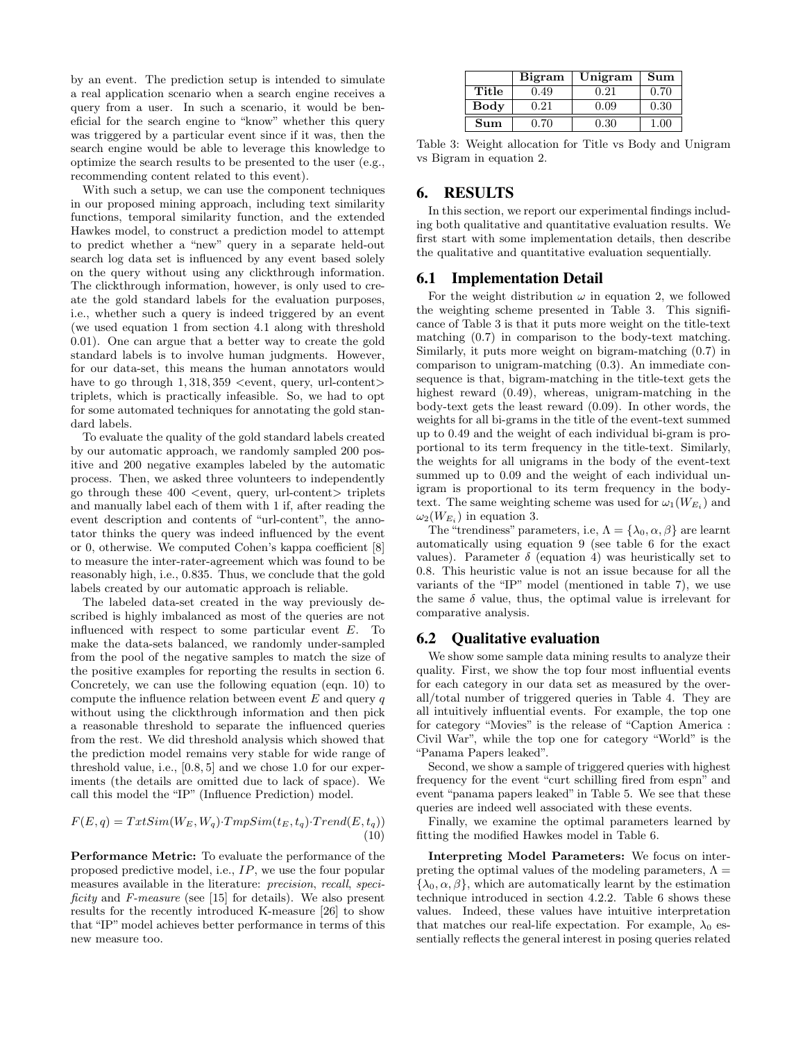by an event. The prediction setup is intended to simulate a real application scenario when a search engine receives a query from a user. In such a scenario, it would be beneficial for the search engine to "know" whether this query was triggered by a particular event since if it was, then the search engine would be able to leverage this knowledge to optimize the search results to be presented to the user (e.g., recommending content related to this event).

With such a setup, we can use the component techniques in our proposed mining approach, including text similarity functions, temporal similarity function, and the extended Hawkes model, to construct a prediction model to attempt to predict whether a "new" query in a separate held-out search log data set is influenced by any event based solely on the query without using any clickthrough information. The clickthrough information, however, is only used to create the gold standard labels for the evaluation purposes, i.e., whether such a query is indeed triggered by an event (we used equation 1 from section 4.1 along with threshold 0.01). One can argue that a better way to create the gold standard labels is to involve human judgments. However, for our data-set, this means the human annotators would have to go through 1,318,359 <event, query, url-content> triplets, which is practically infeasible. So, we had to opt for some automated techniques for annotating the gold standard labels.

To evaluate the quality of the gold standard labels created by our automatic approach, we randomly sampled 200 positive and 200 negative examples labeled by the automatic process. Then, we asked three volunteers to independently go through these 400 <event, query, url-content> triplets and manually label each of them with 1 if, after reading the event description and contents of "url-content", the annotator thinks the query was indeed influenced by the event or 0, otherwise. We computed Cohen's kappa coefficient [8] to measure the inter-rater-agreement which was found to be reasonably high, i.e., 0.835. Thus, we conclude that the gold labels created by our automatic approach is reliable.

The labeled data-set created in the way previously described is highly imbalanced as most of the queries are not influenced with respect to some particular event $E$. To make the data-sets balanced, we randomly under-sampled from the pool of the negative samples to match the size of the positive examples for reporting the results in section 6. Concretely, we can use the following equation (eqn. 10) to compute the influence relation between event $E$ and query $q$ without using the clickthrough information and then pick a reasonable threshold to separate the influenced queries from the rest. We did threshold analysis which showed that the prediction model remains very stable for wide range of threshold value, i.e., $[0.8, 5]$ and we chose 1.0 for our experiments (the details are omitted due to lack of space). We call this model the "IP" (Influence Prediction) model.

$$F(E,q) = TxtSim(W_E, W_q) \cdot TmpSim(t_E, t_q) \cdot Trend(E, t_q)) \tag{10}$$

**Performance Metric:** To evaluate the performance of the proposed predictive model, i.e., $IP$, we use the four popular measures available in the literature: *precision*, *recall*, *specificity* and *F-measure* (see [15] for details). We also present results for the recently introduced K-measure [26] to show that "IP" model achieves better performance in terms of this new measure too.

| | **Bigram** | **Unigram** | **Sum** |
|---|---|---|---|
| **Title** | 0.49 | 0.21 | 0.70 |
| **Body** | 0.21 | 0.09 | 0.30 |
| **Sum** | 0.70 | 0.30 | 1.00 |

Table 3: Weight allocation for Title vs Body and Unigram vs Bigram in equation 2.

## 6. RESULTS

In this section, we report our experimental findings including both qualitative and quantitative evaluation results. We first start with some implementation details, then describe the qualitative and quantitative evaluation sequentially.

### 6.1 Implementation Detail

For the weight distribution $\omega$ in equation 2, we followed the weighting scheme presented in Table 3. This significance of Table 3 is that it puts more weight on the title-text matching (0.7) in comparison to the body-text matching. Similarly, it puts more weight on bigram-matching (0.7) in comparison to unigram-matching (0.3). An immediate consequence is that, bigram-matching in the title-text gets the highest reward (0.49), whereas, unigram-matching in the body-text gets the least reward (0.09). In other words, the weights for all bi-grams in the title of the event-text summed up to 0.49 and the weight of each individual bi-gram is proportional to its term frequency in the title-text. Similarly, the weights for all unigrams in the body of the event-text summed up to 0.09 and the weight of each individual unigram is proportional to its term frequency in the body-text. The same weighting scheme was used for $\omega_1(W_{E_i})$ and $\omega_2(W_{E_i})$ in equation 3.

The "trendiness" parameters, i.e, $\Lambda = \{\lambda_0, \alpha, \beta\}$ are learnt automatically using equation 9 (see table 6 for the exact values). Parameter $\delta$ (equation 4) was heuristically set to 0.8. This heuristic value is not an issue because for all the variants of the "IP" model (mentioned in table 7), we use the same $\delta$ value, thus, the optimal value is irrelevant for comparative analysis.

### 6.2 Qualitative evaluation

We show some sample data mining results to analyze their quality. First, we show the top four most influential events for each category in our data set as measured by the overall/total number of triggered queries in Table 4. They are all intuitively influential events. For example, the top one for category "Movies" is the release of "Caption America : Civil War", while the top one for category "World" is the "Panama Papers leaked".

Second, we show a sample of triggered queries with highest frequency for the event "curt schilling fired from espn" and event "panama papers leaked" in Table 5. We see that these queries are indeed well associated with these events.

Finally, we examine the optimal parameters learned by fitting the modified Hawkes model in Table 6.

**Interpreting Model Parameters:** We focus on interpreting the optimal values of the modeling parameters, $\Lambda = \{\lambda_0, \alpha, \beta\}$, which are automatically learnt by the estimation technique introduced in section 4.2.2. Table 6 shows these values. Indeed, these values have intuitive interpretation that matches our real-life expectation. For example, $\lambda_0$ essentially reflects the general interest in posing queries related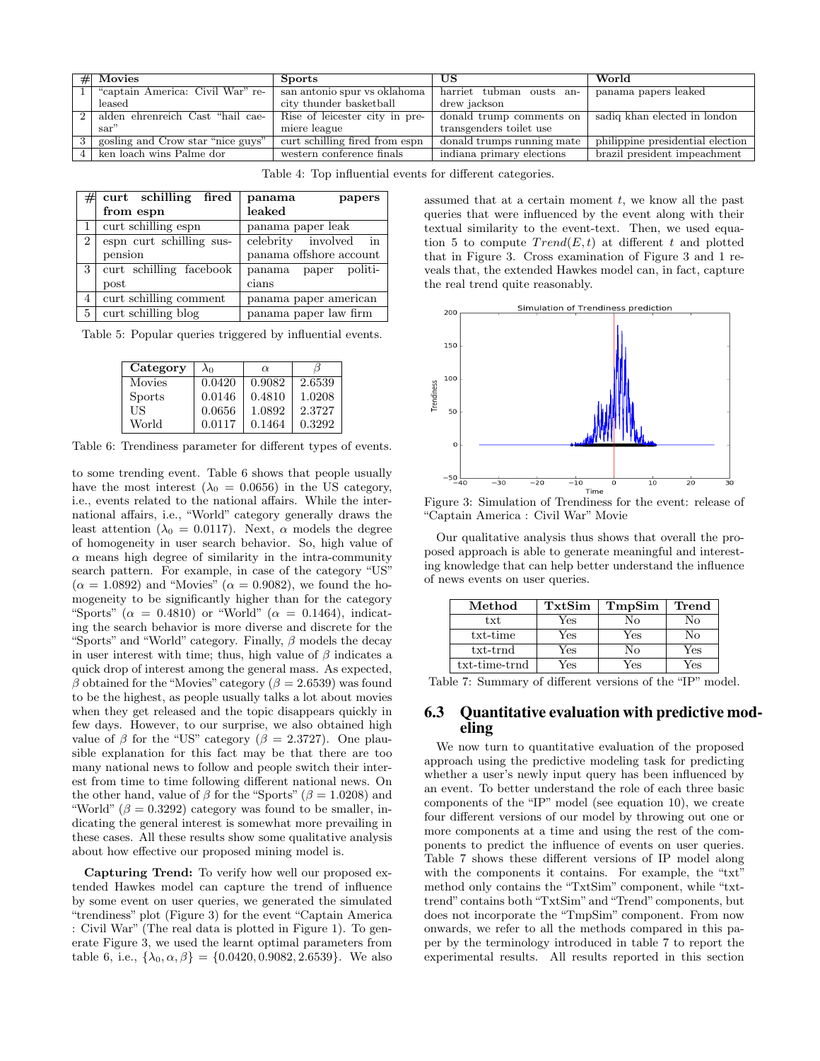| # | Movies | Sports | US | World |
|---|---|---|---|---|
| 1 | "captain America: Civil War" released | san antonio spur vs oklahoma city thunder basketball | harriet tubman ousts andrew jackson | panama papers leaked |
| 2 | alden ehrenreich Cast "hail caesar" | Rise of leicester city in premiere league | donald trump comments on transgenders toilet use | sadiq khan elected in london |
| 3 | gosling and Crow star "nice guys" | curt schilling fired from espn | donald trumps running mate | philippine presidential election |
| 4 | ken loach wins Palme dor | western conference finals | indiana primary elections | brazil president impeachment |

Table 4: Top influential events for different categories.

| # | curt schilling fired from espn | panama papers leaked |
|---|---|---|
| 1 | curt schilling espn | panama paper leak |
| 2 | espn curt schilling suspension | celebrity involved in panama offshore account |
| 3 | curt schilling facebook post | panama paper politicians |
| 4 | curt schilling comment | panama paper american |
| 5 | curt schilling blog | panama paper law firm |

Table 5: Popular queries triggered by influential events.

| Category | $\lambda_0$ | $\alpha$ | $\beta$ |
|---|---|---|---|
| Movies | 0.0420 | 0.9082 | 2.6539 |
| Sports | 0.0146 | 0.4810 | 1.0208 |
| US | 0.0656 | 1.0892 | 2.3727 |
| World | 0.0117 | 0.1464 | 0.3292 |

Table 6: Trendiness parameter for different types of events.

to some trending event. Table 6 shows that people usually have the most interest ($\lambda_0 = 0.0656$) in the US category, i.e., events related to the national affairs. While the international affairs, i.e., "World" category generally draws the least attention ($\lambda_0 = 0.0117$). Next, $\alpha$ models the degree of homogeneity in user search behavior. So, high value of $\alpha$ means high degree of similarity in the intra-community search pattern. For example, in case of the category "US" ($\alpha = 1.0892$) and "Movies" ($\alpha = 0.9082$), we found the homogeneity to be significantly higher than for the category "Sports" ($\alpha = 0.4810$) or "World" ($\alpha = 0.1464$), indicating the search behavior is more diverse and discrete for the "Sports" and "World" category. Finally, $\beta$ models the decay in user interest with time; thus, high value of $\beta$ indicates a quick drop of interest among the general mass. As expected, $\beta$ obtained for the "Movies" category ($\beta = 2.6539$) was found to be the highest, as people usually talks a lot about movies when they get released and the topic disappears quickly in few days. However, to our surprise, we also obtained high value of $\beta$ for the "US" category ($\beta = 2.3727$). One plausible explanation for this fact may be that there are too many national news to follow and people switch their interest from time to time following different national news. On the other hand, value of $\beta$ for the "Sports" ($\beta = 1.0208$) and "World" ($\beta = 0.3292$) category was found to be smaller, indicating the general interest is somewhat more prevailing in these cases. All these results show some qualitative analysis about how effective our proposed mining model is.

**Capturing Trend:** To verify how well our proposed extended Hawkes model can capture the trend of influence by some event on user queries, we generated the simulated "trendiness" plot (Figure 3) for the event "Captain America : Civil War" (The real data is plotted in Figure 1). To generate Figure 3, we used the learnt optimal parameters from table 6, i.e., $\{\lambda_0, \alpha, \beta\} = \{0.0420, 0.9082, 2.6539\}$. We also assumed that at a certain moment $t$, we know all the past queries that were influenced by the event along with their textual similarity to the event-text. Then, we used equation 5 to compute $Trend(E, t)$ at different $t$ and plotted that in Figure 3. Cross examination of Figure 3 and 1 reveals that, the extended Hawkes model can, in fact, capture the real trend quite reasonably.

Figure 3: Simulation of Trendiness for the event: release of "Captain America : Civil War" Movie

Our qualitative analysis thus shows that overall the proposed approach is able to generate meaningful and interesting knowledge that can help better understand the influence of news events on user queries.

| Method | TxtSim | TmpSim | Trend |
|---|---|---|---|
| txt | Yes | No | No |
| txt-time | Yes | Yes | No |
| txt-trnd | Yes | No | Yes |
| txt-time-trnd | Yes | Yes | Yes |

Table 7: Summary of different versions of the "IP" model.

## 6.3 Quantitative evaluation with predictive modeling

We now turn to quantitative evaluation of the proposed approach using the predictive modeling task for predicting whether a user's newly input query has been influenced by an event. To better understand the role of each three basic components of the "IP" model (see equation 10), we create four different versions of our model by throwing out one or more components at a time and using the rest of the components to predict the influence of events on user queries. Table 7 shows these different versions of IP model along with the components it contains. For example, the "txt" method only contains the "TxtSim" component, while "txt-trend" contains both "TxtSim" and "Trend" components, but does not incorporate the "TmpSim" component. From now onwards, we refer to all the methods compared in this paper by the terminology introduced in table 7 to report the experimental results. All results reported in this section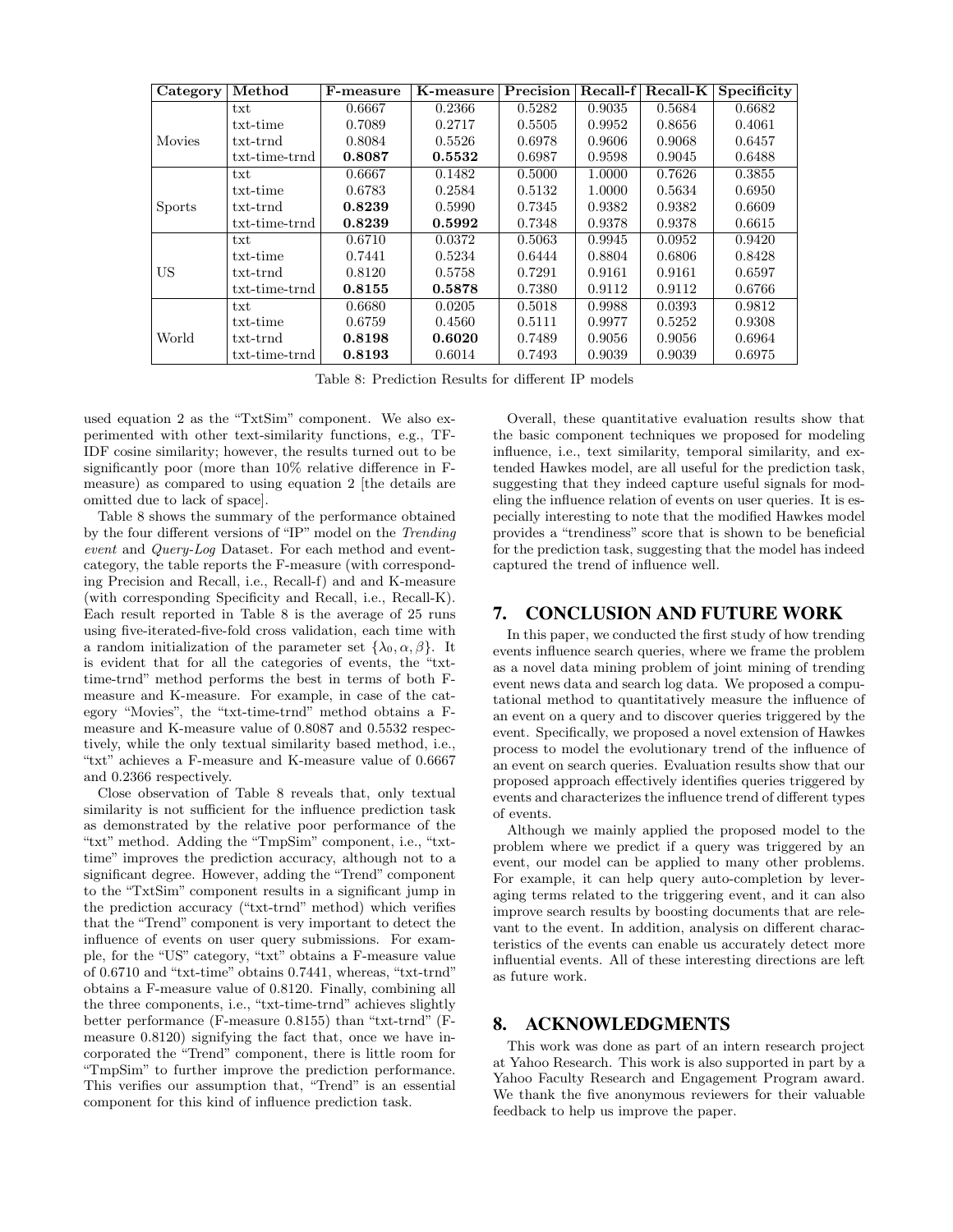| Category | Method | F-measure | K-measure | Precision | Recall-f | Recall-K | Specificity |
|---|---|---|---|---|---|---|---|
| Movies | txt | 0.6667 | 0.2366 | 0.5282 | 0.9035 | 0.5684 | 0.6682 |
| | txt-time | 0.7089 | 0.2717 | 0.5505 | 0.9952 | 0.8656 | 0.4061 |
| | txt-trnd | 0.8084 | 0.5526 | 0.6978 | 0.9606 | 0.9068 | 0.6457 |
| | txt-time-trnd | **0.8087** | **0.5532** | 0.6987 | 0.9598 | 0.9045 | 0.6488 |
| Sports | txt | 0.6667 | 0.1482 | 0.5000 | 1.0000 | 0.7626 | 0.3855 |
| | txt-time | 0.6783 | 0.2584 | 0.5132 | 1.0000 | 0.5634 | 0.6950 |
| | txt-trnd | **0.8239** | 0.5990 | 0.7345 | 0.9382 | 0.9382 | 0.6609 |
| | txt-time-trnd | **0.8239** | **0.5992** | 0.7348 | 0.9378 | 0.9378 | 0.6615 |
| US | txt | 0.6710 | 0.0372 | 0.5063 | 0.9945 | 0.0952 | 0.9420 |
| | txt-time | 0.7441 | 0.5234 | 0.6444 | 0.8804 | 0.6806 | 0.8428 |
| | txt-trnd | 0.8120 | 0.5758 | 0.7291 | 0.9161 | 0.9161 | 0.6597 |
| | txt-time-trnd | **0.8155** | **0.5878** | 0.7380 | 0.9112 | 0.9112 | 0.6766 |
| World | txt | 0.6680 | 0.0205 | 0.5018 | 0.9988 | 0.0393 | 0.9812 |
| | txt-time | 0.6759 | 0.4560 | 0.5111 | 0.9977 | 0.5252 | 0.9308 |
| | txt-trnd | **0.8198** | **0.6020** | 0.7489 | 0.9056 | 0.9056 | 0.6964 |
| | txt-time-trnd | **0.8193** | 0.6014 | 0.7493 | 0.9039 | 0.9039 | 0.6975 |

Table 8: Prediction Results for different IP models

used equation 2 as the "TxtSim" component. We also experimented with other text-similarity functions, e.g., TF-IDF cosine similarity; however, the results turned out to be significantly poor (more than 10% relative difference in F-measure) as compared to using equation 2 [the details are omitted due to lack of space].

Table 8 shows the summary of the performance obtained by the four different versions of "IP" model on the *Trending event* and *Query-Log* Dataset. For each method and event-category, the table reports the F-measure (with corresponding Precision and Recall, i.e., Recall-f) and and K-measure (with corresponding Specificity and Recall, i.e., Recall-K). Each result reported in Table 8 is the average of 25 runs using five-iterated-five-fold cross validation, each time with a random initialization of the parameter set $\{\lambda_0, \alpha, \beta\}$. It is evident that for all the categories of events, the "txt-time-trnd" method performs the best in terms of both F-measure and K-measure. For example, in case of the category "Movies", the "txt-time-trnd" method obtains a F-measure and K-measure value of 0.8087 and 0.5532 respectively, while the only textual similarity based method, i.e., "txt" achieves a F-measure and K-measure value of 0.6667 and 0.2366 respectively.

Close observation of Table 8 reveals that, only textual similarity is not sufficient for the influence prediction task as demonstrated by the relative poor performance of the "txt" method. Adding the "TmpSim" component, i.e., "txt-time" improves the prediction accuracy, although not to a significant degree. However, adding the "Trend" component to the "TxtSim" component results in a significant jump in the prediction accuracy ("txt-trnd" method) which verifies that the "Trend" component is very important to detect the influence of events on user query submissions. For example, for the "US" category, "txt" obtains a F-measure value of 0.6710 and "txt-time" obtains 0.7441, whereas, "txt-trnd" obtains a F-measure value of 0.8120. Finally, combining all the three components, i.e., "txt-time-trnd" achieves slightly better performance (F-measure 0.8155) than "txt-trnd" (F-measure 0.8120) signifying the fact that, once we have incorporated the "Trend" component, there is little room for "TmpSim" to further improve the prediction performance. This verifies our assumption that, "Trend" is an essential component for this kind of influence prediction task.

Overall, these quantitative evaluation results show that the basic component techniques we proposed for modeling influence, i.e., text similarity, temporal similarity, and extended Hawkes model, are all useful for the prediction task, suggesting that they indeed capture useful signals for modeling the influence relation of events on user queries. It is especially interesting to note that the modified Hawkes model provides a "trendiness" score that is shown to be beneficial for the prediction task, suggesting that the model has indeed captured the trend of influence well.

## 7. CONCLUSION AND FUTURE WORK

In this paper, we conducted the first study of how trending events influence search queries, where we frame the problem as a novel data mining problem of joint mining of trending event news data and search log data. We proposed a computational method to quantitatively measure the influence of an event on a query and to discover queries triggered by the event. Specifically, we proposed a novel extension of Hawkes process to model the evolutionary trend of the influence of an event on search queries. Evaluation results show that our proposed approach effectively identifies queries triggered by events and characterizes the influence trend of different types of events.

Although we mainly applied the proposed model to the problem where we predict if a query was triggered by an event, our model can be applied to many other problems. For example, it can help query auto-completion by leveraging terms related to the triggering event, and it can also improve search results by boosting documents that are relevant to the event. In addition, analysis on different characteristics of the events can enable us accurately detect more influential events. All of these interesting directions are left as future work.

## 8. ACKNOWLEDGMENTS

This work was done as part of an intern research project at Yahoo Research. This work is also supported in part by a Yahoo Faculty Research and Engagement Program award. We thank the five anonymous reviewers for their valuable feedback to help us improve the paper.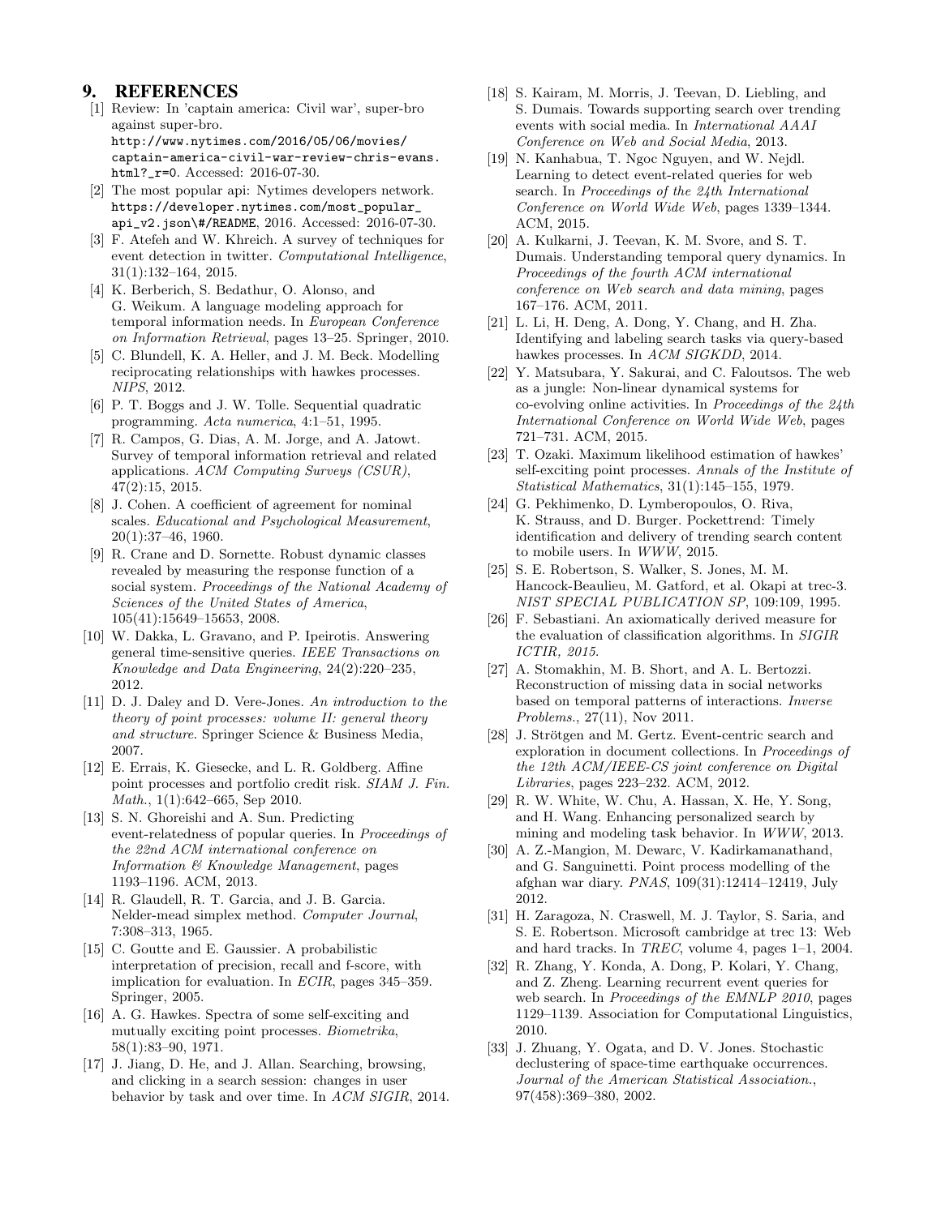# 9. REFERENCES

[1] Review: In 'captain america: Civil war', super-bro against super-bro. http://www.nytimes.com/2016/05/06/movies/captain-america-civil-war-review-chris-evans.html?_r=0. Accessed: 2016-07-30.

[2] The most popular api: Nytimes developers network. https://developer.nytimes.com/most_popular_api_v2.json\#/README, 2016. Accessed: 2016-07-30.

[3] F. Atefeh and W. Khreich. A survey of techniques for event detection in twitter. *Computational Intelligence*, 31(1):132–164, 2015.

[4] K. Berberich, S. Bedathur, O. Alonso, and G. Weikum. A language modeling approach for temporal information needs. In *European Conference on Information Retrieval*, pages 13–25. Springer, 2010.

[5] C. Blundell, K. A. Heller, and J. M. Beck. Modelling reciprocating relationships with hawkes processes. *NIPS*, 2012.

[6] P. T. Boggs and J. W. Tolle. Sequential quadratic programming. *Acta numerica*, 4:1–51, 1995.

[7] R. Campos, G. Dias, A. M. Jorge, and A. Jatowt. Survey of temporal information retrieval and related applications. *ACM Computing Surveys (CSUR)*, 47(2):15, 2015.

[8] J. Cohen. A coefficient of agreement for nominal scales. *Educational and Psychological Measurement*, 20(1):37–46, 1960.

[9] R. Crane and D. Sornette. Robust dynamic classes revealed by measuring the response function of a social system. *Proceedings of the National Academy of Sciences of the United States of America*, 105(41):15649–15653, 2008.

[10] W. Dakka, L. Gravano, and P. Ipeirotis. Answering general time-sensitive queries. *IEEE Transactions on Knowledge and Data Engineering*, 24(2):220–235, 2012.

[11] D. J. Daley and D. Vere-Jones. *An introduction to the theory of point processes: volume II: general theory and structure*. Springer Science & Business Media, 2007.

[12] E. Errais, K. Giesecke, and L. R. Goldberg. Affine point processes and portfolio credit risk. *SIAM J. Fin. Math.*, 1(1):642–665, Sep 2010.

[13] S. N. Ghoreishi and A. Sun. Predicting event-relatedness of popular queries. In *Proceedings of the 22nd ACM international conference on Information & Knowledge Management*, pages 1193–1196. ACM, 2013.

[14] R. Glaudell, R. T. Garcia, and J. B. Garcia. Nelder-mead simplex method. *Computer Journal*, 7:308–313, 1965.

[15] C. Goutte and E. Gaussier. A probabilistic interpretation of precision, recall and f-score, with implication for evaluation. In *ECIR*, pages 345–359. Springer, 2005.

[16] A. G. Hawkes. Spectra of some self-exciting and mutually exciting point processes. *Biometrika*, 58(1):83–90, 1971.

[17] J. Jiang, D. He, and J. Allan. Searching, browsing, and clicking in a search session: changes in user behavior by task and over time. In *ACM SIGIR*, 2014.

[18] S. Kairam, M. Morris, J. Teevan, D. Liebling, and S. Dumais. Towards supporting search over trending events with social media. In *International AAAI Conference on Web and Social Media*, 2013.

[19] N. Kanhabua, T. Ngoc Nguyen, and W. Nejdl. Learning to detect event-related queries for web search. In *Proceedings of the 24th International Conference on World Wide Web*, pages 1339–1344. ACM, 2015.

[20] A. Kulkarni, J. Teevan, K. M. Svore, and S. T. Dumais. Understanding temporal query dynamics. In *Proceedings of the fourth ACM international conference on Web search and data mining*, pages 167–176. ACM, 2011.

[21] L. Li, H. Deng, A. Dong, Y. Chang, and H. Zha. Identifying and labeling search tasks via query-based hawkes processes. In *ACM SIGKDD*, 2014.

[22] Y. Matsubara, Y. Sakurai, and C. Faloutsos. The web as a jungle: Non-linear dynamical systems for co-evolving online activities. In *Proceedings of the 24th International Conference on World Wide Web*, pages 721–731. ACM, 2015.

[23] T. Ozaki. Maximum likelihood estimation of hawkes' self-exciting point processes. *Annals of the Institute of Statistical Mathematics*, 31(1):145–155, 1979.

[24] G. Pekhimenko, D. Lymberopoulos, O. Riva, K. Strauss, and D. Burger. Pockettrend: Timely identification and delivery of trending search content to mobile users. In *WWW*, 2015.

[25] S. E. Robertson, S. Walker, S. Jones, M. M. Hancock-Beaulieu, M. Gatford, et al. Okapi at trec-3. *NIST SPECIAL PUBLICATION SP*, 109:109, 1995.

[26] F. Sebastiani. An axiomatically derived measure for the evaluation of classification algorithms. In *SIGIR ICTIR, 2015.*

[27] A. Stomakhin, M. B. Short, and A. L. Bertozzi. Reconstruction of missing data in social networks based on temporal patterns of interactions. *Inverse Problems.*, 27(11), Nov 2011.

[28] J. Strötgen and M. Gertz. Event-centric search and exploration in document collections. In *Proceedings of the 12th ACM/IEEE-CS joint conference on Digital Libraries*, pages 223–232. ACM, 2012.

[29] R. W. White, W. Chu, A. Hassan, X. He, Y. Song, and H. Wang. Enhancing personalized search by mining and modeling task behavior. In *WWW*, 2013.

[30] A. Z.-Mangion, M. Dewarc, V. Kadirkamanathand, and G. Sanguinetti. Point process modelling of the afghan war diary. *PNAS*, 109(31):12414–12419, July 2012.

[31] H. Zaragoza, N. Craswell, M. J. Taylor, S. Saria, and S. E. Robertson. Microsoft cambridge at trec 13: Web and hard tracks. In *TREC*, volume 4, pages 1–1, 2004.

[32] R. Zhang, Y. Konda, A. Dong, P. Kolari, Y. Chang, and Z. Zheng. Learning recurrent event queries for web search. In *Proceedings of the EMNLP 2010*, pages 1129–1139. Association for Computational Linguistics, 2010.

[33] J. Zhuang, Y. Ogata, and D. V. Jones. Stochastic declustering of space-time earthquake occurrences. *Journal of the American Statistical Association.*, 97(458):369–380, 2002.